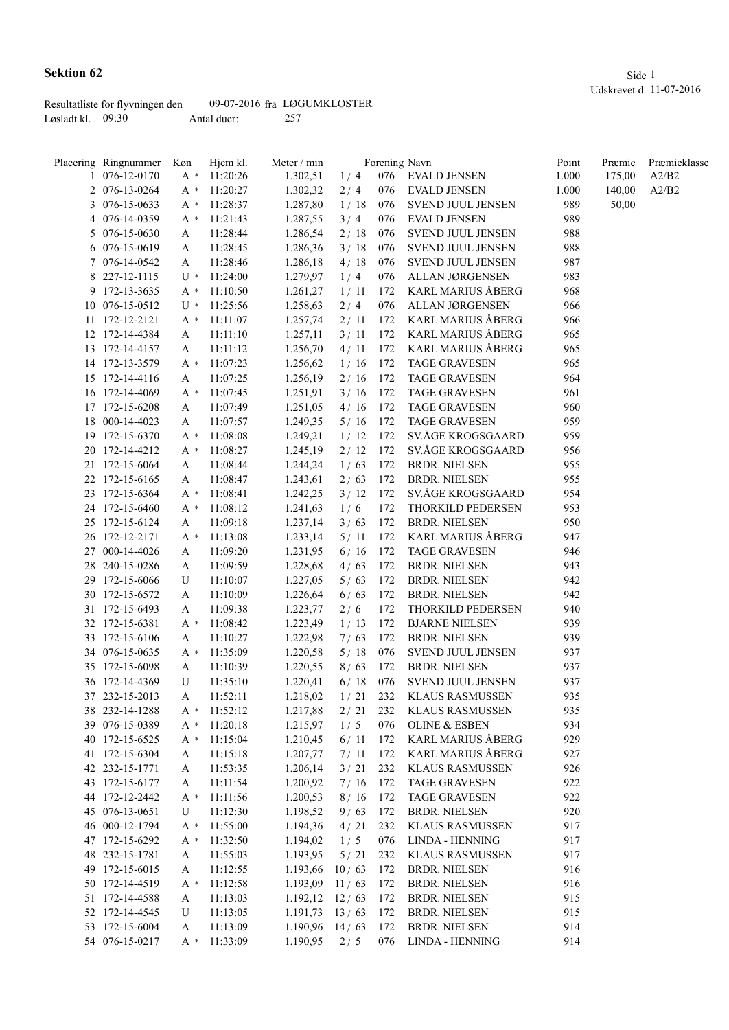# Sektion 62

Udskrevet d. 11-07-2016

Resultatliste for flyvningen den 09-07-2016 fra LØGUMKLOSTER
Løsladt kl. 09:30 Antal duer: 257

| Placering | Ringnummer | Køn | Hjem kl. | Meter / min | | Forening | Navn | Point | Præmie | Præmieklasse |
|---|---|---|---|---|---|---|---|---|---|---|
| 1 | 076-12-0170 | A * | 11:20:26 | 1.302,51 | 1 / 4 | 076 | EVALD JENSEN | 1.000 | 175,00 | A2/B2 |
| 2 | 076-13-0264 | A * | 11:20:27 | 1.302,32 | 2 / 4 | 076 | EVALD JENSEN | 1.000 | 140,00 | A2/B2 |
| 3 | 076-15-0633 | A * | 11:28:37 | 1.287,80 | 1 / 18 | 076 | SVEND JUUL JENSEN | 989 | 50,00 | |
| 4 | 076-14-0359 | A * | 11:21:43 | 1.287,55 | 3 / 4 | 076 | EVALD JENSEN | 989 | | |
| 5 | 076-15-0630 | A | 11:28:44 | 1.286,54 | 2 / 18 | 076 | SVEND JUUL JENSEN | 988 | | |
| 6 | 076-15-0619 | A | 11:28:45 | 1.286,36 | 3 / 18 | 076 | SVEND JUUL JENSEN | 988 | | |
| 7 | 076-14-0542 | A | 11:28:46 | 1.286,18 | 4 / 18 | 076 | SVEND JUUL JENSEN | 987 | | |
| 8 | 227-12-1115 | U * | 11:24:00 | 1.279,97 | 1 / 4 | 076 | ALLAN JØRGENSEN | 983 | | |
| 9 | 172-13-3635 | A * | 11:10:50 | 1.261,27 | 1 / 11 | 172 | KARL MARIUS ÅBERG | 968 | | |
| 10 | 076-15-0512 | U * | 11:25:56 | 1.258,63 | 2 / 4 | 076 | ALLAN JØRGENSEN | 966 | | |
| 11 | 172-12-2121 | A * | 11:11:07 | 1.257,74 | 2 / 11 | 172 | KARL MARIUS ÅBERG | 966 | | |
| 12 | 172-14-4384 | A | 11:11:10 | 1.257,11 | 3 / 11 | 172 | KARL MARIUS ÅBERG | 965 | | |
| 13 | 172-14-4157 | A | 11:11:12 | 1.256,70 | 4 / 11 | 172 | KARL MARIUS ÅBERG | 965 | | |
| 14 | 172-13-3579 | A * | 11:07:23 | 1.256,62 | 1 / 16 | 172 | TAGE GRAVESEN | 965 | | |
| 15 | 172-14-4116 | A | 11:07:25 | 1.256,19 | 2 / 16 | 172 | TAGE GRAVESEN | 964 | | |
| 16 | 172-14-4069 | A * | 11:07:45 | 1.251,91 | 3 / 16 | 172 | TAGE GRAVESEN | 961 | | |
| 17 | 172-15-6208 | A | 11:07:49 | 1.251,05 | 4 / 16 | 172 | TAGE GRAVESEN | 960 | | |
| 18 | 000-14-4023 | A | 11:07:57 | 1.249,35 | 5 / 16 | 172 | TAGE GRAVESEN | 959 | | |
| 19 | 172-15-6370 | A * | 11:08:08 | 1.249,21 | 1 / 12 | 172 | SV.ÅGE KROGSGAARD | 959 | | |
| 20 | 172-14-4212 | A * | 11:08:27 | 1.245,19 | 2 / 12 | 172 | SV.ÅGE KROGSGAARD | 956 | | |
| 21 | 172-15-6064 | A | 11:08:44 | 1.244,24 | 1 / 63 | 172 | BRDR. NIELSEN | 955 | | |
| 22 | 172-15-6165 | A | 11:08:47 | 1.243,61 | 2 / 63 | 172 | BRDR. NIELSEN | 955 | | |
| 23 | 172-15-6364 | A * | 11:08:41 | 1.242,25 | 3 / 12 | 172 | SV.ÅGE KROGSGAARD | 954 | | |
| 24 | 172-15-6460 | A * | 11:08:12 | 1.241,63 | 1 / 6 | 172 | THORKILD PEDERSEN | 953 | | |
| 25 | 172-15-6124 | A | 11:09:18 | 1.237,14 | 3 / 63 | 172 | BRDR. NIELSEN | 950 | | |
| 26 | 172-12-2171 | A * | 11:13:08 | 1.233,14 | 5 / 11 | 172 | KARL MARIUS ÅBERG | 947 | | |
| 27 | 000-14-4026 | A | 11:09:20 | 1.231,95 | 6 / 16 | 172 | TAGE GRAVESEN | 946 | | |
| 28 | 240-15-0286 | A | 11:09:59 | 1.228,68 | 4 / 63 | 172 | BRDR. NIELSEN | 943 | | |
| 29 | 172-15-6066 | U | 11:10:07 | 1.227,05 | 5 / 63 | 172 | BRDR. NIELSEN | 942 | | |
| 30 | 172-15-6572 | A | 11:10:09 | 1.226,64 | 6 / 63 | 172 | BRDR. NIELSEN | 942 | | |
| 31 | 172-15-6493 | A | 11:09:38 | 1.223,77 | 2 / 6 | 172 | THORKILD PEDERSEN | 940 | | |
| 32 | 172-15-6381 | A * | 11:08:42 | 1.223,49 | 1 / 13 | 172 | BJARNE NIELSEN | 939 | | |
| 33 | 172-15-6106 | A | 11:10:27 | 1.222,98 | 7 / 63 | 172 | BRDR. NIELSEN | 939 | | |
| 34 | 076-15-0635 | A * | 11:35:09 | 1.220,58 | 5 / 18 | 076 | SVEND JUUL JENSEN | 937 | | |
| 35 | 172-15-6098 | A | 11:10:39 | 1.220,55 | 8 / 63 | 172 | BRDR. NIELSEN | 937 | | |
| 36 | 172-14-4369 | U | 11:35:10 | 1.220,41 | 6 / 18 | 076 | SVEND JUUL JENSEN | 937 | | |
| 37 | 232-15-2013 | A | 11:52:11 | 1.218,02 | 1 / 21 | 232 | KLAUS RASMUSSEN | 935 | | |
| 38 | 232-14-1288 | A * | 11:52:12 | 1.217,88 | 2 / 21 | 232 | KLAUS RASMUSSEN | 935 | | |
| 39 | 076-15-0389 | A * | 11:20:18 | 1.215,97 | 1 / 5 | 076 | OLINE & ESBEN | 934 | | |
| 40 | 172-15-6525 | A * | 11:15:04 | 1.210,45 | 6 / 11 | 172 | KARL MARIUS ÅBERG | 929 | | |
| 41 | 172-15-6304 | A | 11:15:18 | 1.207,77 | 7 / 11 | 172 | KARL MARIUS ÅBERG | 927 | | |
| 42 | 232-15-1771 | A | 11:53:35 | 1.206,14 | 3 / 21 | 232 | KLAUS RASMUSSEN | 926 | | |
| 43 | 172-15-6177 | A | 11:11:54 | 1.200,92 | 7 / 16 | 172 | TAGE GRAVESEN | 922 | | |
| 44 | 172-12-2442 | A * | 11:11:56 | 1.200,53 | 8 / 16 | 172 | TAGE GRAVESEN | 922 | | |
| 45 | 076-13-0651 | U | 11:12:30 | 1.198,52 | 9 / 63 | 172 | BRDR. NIELSEN | 920 | | |
| 46 | 000-12-1794 | A * | 11:55:00 | 1.194,36 | 4 / 21 | 232 | KLAUS RASMUSSEN | 917 | | |
| 47 | 172-15-6292 | A * | 11:32:50 | 1.194,02 | 1 / 5 | 076 | LINDA - HENNING | 917 | | |
| 48 | 232-15-1781 | A | 11:55:03 | 1.193,95 | 5 / 21 | 232 | KLAUS RASMUSSEN | 917 | | |
| 49 | 172-15-6015 | A | 11:12:55 | 1.193,66 | 10 / 63 | 172 | BRDR. NIELSEN | 916 | | |
| 50 | 172-14-4519 | A * | 11:12:58 | 1.193,09 | 11 / 63 | 172 | BRDR. NIELSEN | 916 | | |
| 51 | 172-14-4588 | A | 11:13:03 | 1.192,12 | 12 / 63 | 172 | BRDR. NIELSEN | 915 | | |
| 52 | 172-14-4545 | U | 11:13:05 | 1.191,73 | 13 / 63 | 172 | BRDR. NIELSEN | 915 | | |
| 53 | 172-15-6004 | A | 11:13:09 | 1.190,96 | 14 / 63 | 172 | BRDR. NIELSEN | 914 | | |
| 54 | 076-15-0217 | A * | 11:33:09 | 1.190,95 | 2 / 5 | 076 | LINDA - HENNING | 914 | | |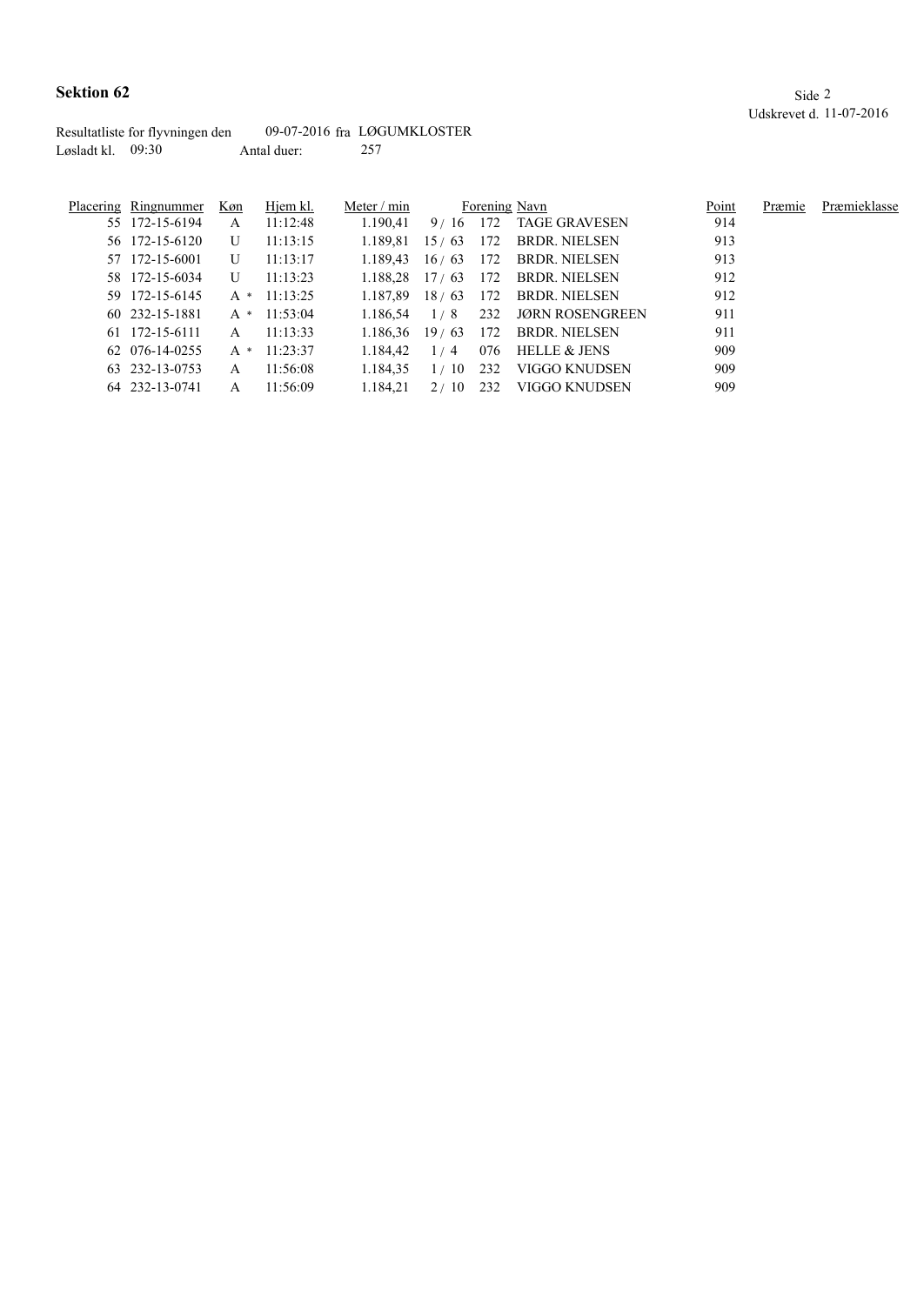## Sektion 62

Udskrevet d. 11-07-2016

Resultatliste for flyvningen den 09-07-2016 fra LØGUMKLOSTER
Løsladt kl. 09:30 Antal duer: 257

| Placering | Ringnummer | Køn | Hjem kl. | Meter / min | | Forening | Navn | Point | Præmie | Præmieklasse |
|---|---|---|---|---|---|---|---|---|---|---|
| 55 | 172-15-6194 | A | 11:12:48 | 1.190,41 | 9 / 16 | 172 | TAGE GRAVESEN | 914 | | |
| 56 | 172-15-6120 | U | 11:13:15 | 1.189,81 | 15 / 63 | 172 | BRDR. NIELSEN | 913 | | |
| 57 | 172-15-6001 | U | 11:13:17 | 1.189,43 | 16 / 63 | 172 | BRDR. NIELSEN | 913 | | |
| 58 | 172-15-6034 | U | 11:13:23 | 1.188,28 | 17 / 63 | 172 | BRDR. NIELSEN | 912 | | |
| 59 | 172-15-6145 | A * | 11:13:25 | 1.187,89 | 18 / 63 | 172 | BRDR. NIELSEN | 912 | | |
| 60 | 232-15-1881 | A * | 11:53:04 | 1.186,54 | 1 / 8 | 232 | JØRN ROSENGREEN | 911 | | |
| 61 | 172-15-6111 | A | 11:13:33 | 1.186,36 | 19 / 63 | 172 | BRDR. NIELSEN | 911 | | |
| 62 | 076-14-0255 | A * | 11:23:37 | 1.184,42 | 1 / 4 | 076 | HELLE & JENS | 909 | | |
| 63 | 232-13-0753 | A | 11:56:08 | 1.184,35 | 1 / 10 | 232 | VIGGO KNUDSEN | 909 | | |
| 64 | 232-13-0741 | A | 11:56:09 | 1.184,21 | 2 / 10 | 232 | VIGGO KNUDSEN | 909 | | |